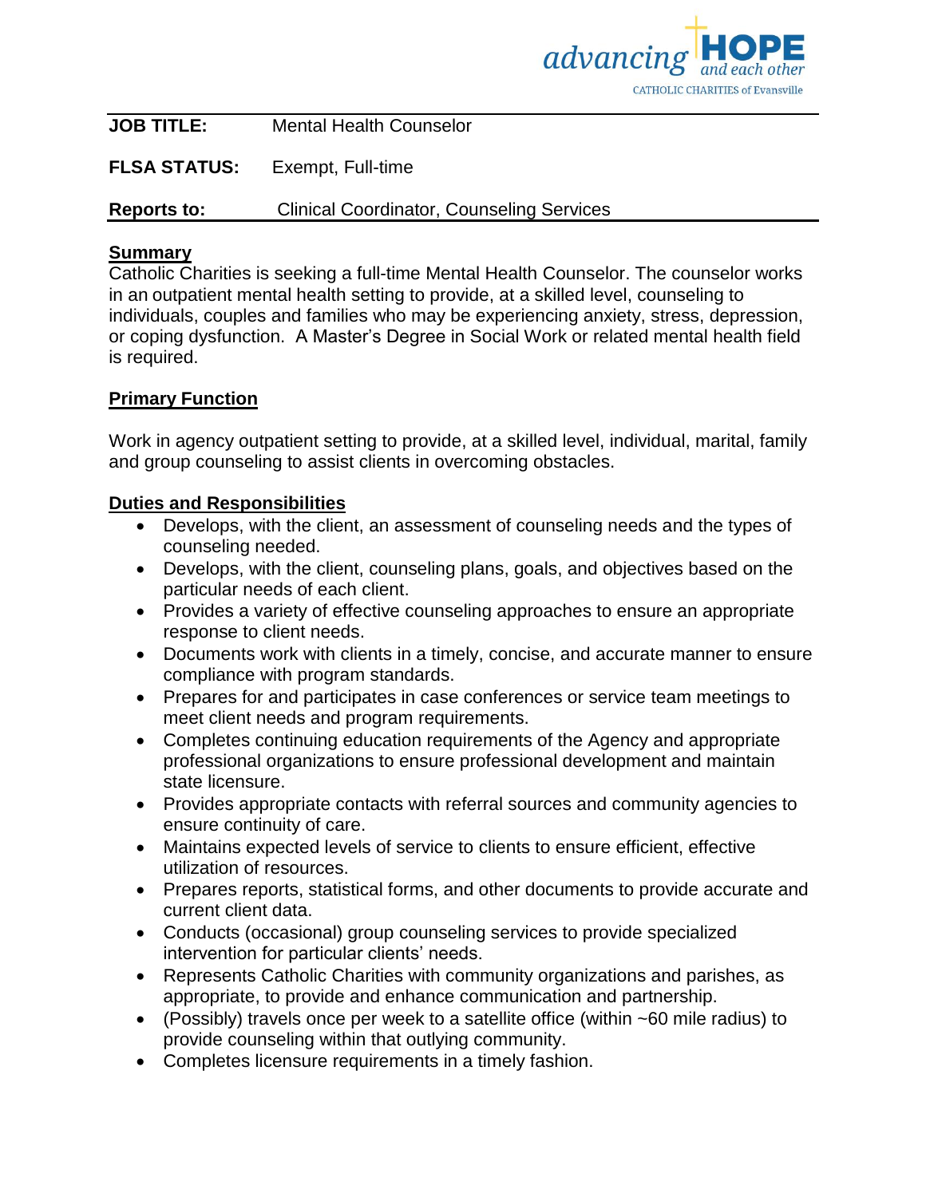advancing HOPE and each other
CATHOLIC CHARITIES of Evansville

**JOB TITLE:** Mental Health Counselor

**FLSA STATUS:** Exempt, Full-time

**Reports to:** Clinical Coordinator, Counseling Services

## Summary

Catholic Charities is seeking a full-time Mental Health Counselor. The counselor works in an outpatient mental health setting to provide, at a skilled level, counseling to individuals, couples and families who may be experiencing anxiety, stress, depression, or coping dysfunction. A Master's Degree in Social Work or related mental health field is required.

## Primary Function

Work in agency outpatient setting to provide, at a skilled level, individual, marital, family and group counseling to assist clients in overcoming obstacles.

## Duties and Responsibilities

- Develops, with the client, an assessment of counseling needs and the types of counseling needed.
- Develops, with the client, counseling plans, goals, and objectives based on the particular needs of each client.
- Provides a variety of effective counseling approaches to ensure an appropriate response to client needs.
- Documents work with clients in a timely, concise, and accurate manner to ensure compliance with program standards.
- Prepares for and participates in case conferences or service team meetings to meet client needs and program requirements.
- Completes continuing education requirements of the Agency and appropriate professional organizations to ensure professional development and maintain state licensure.
- Provides appropriate contacts with referral sources and community agencies to ensure continuity of care.
- Maintains expected levels of service to clients to ensure efficient, effective utilization of resources.
- Prepares reports, statistical forms, and other documents to provide accurate and current client data.
- Conducts (occasional) group counseling services to provide specialized intervention for particular clients' needs.
- Represents Catholic Charities with community organizations and parishes, as appropriate, to provide and enhance communication and partnership.
- (Possibly) travels once per week to a satellite office (within ~60 mile radius) to provide counseling within that outlying community.
- Completes licensure requirements in a timely fashion.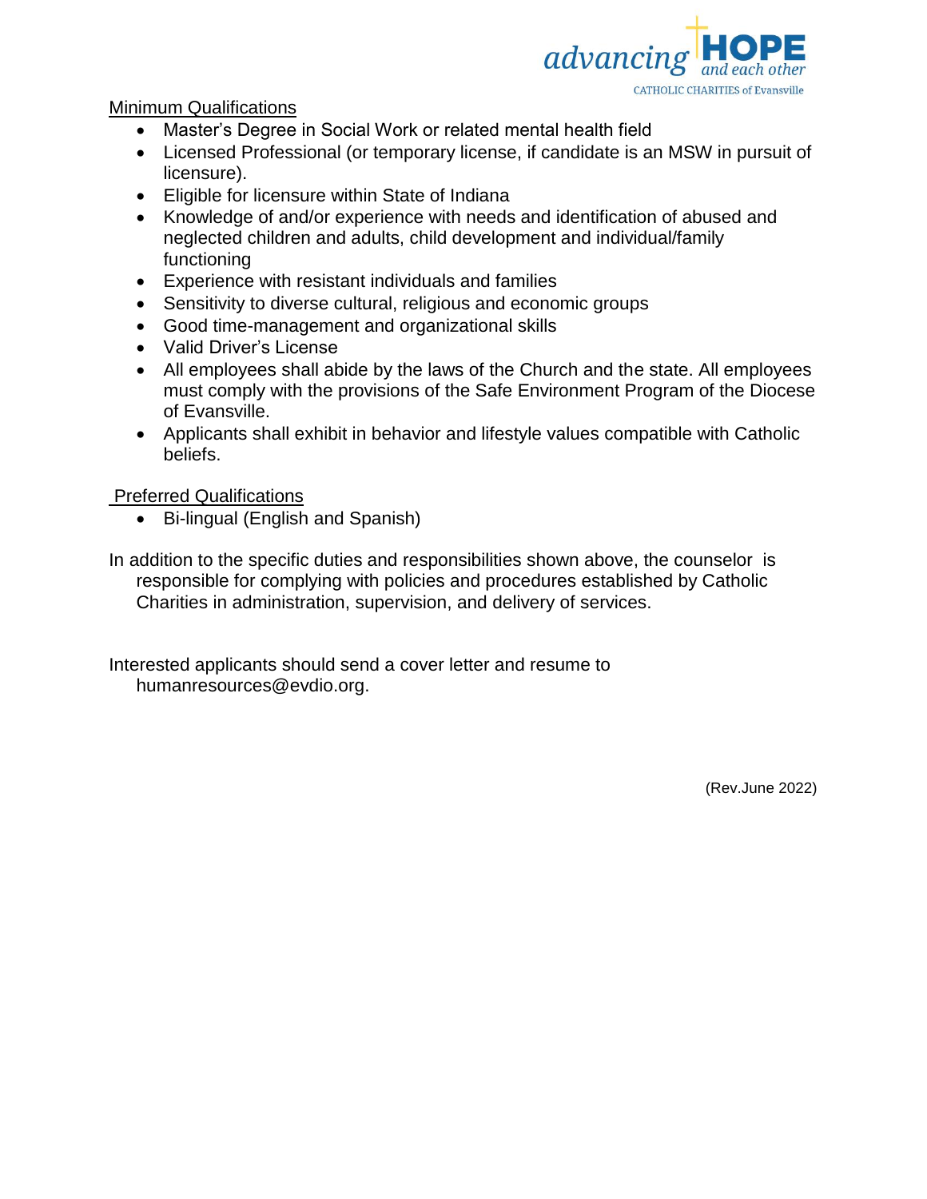Minimum Qualifications

- Master's Degree in Social Work or related mental health field
- Licensed Professional (or temporary license, if candidate is an MSW in pursuit of licensure).
- Eligible for licensure within State of Indiana
- Knowledge of and/or experience with needs and identification of abused and neglected children and adults, child development and individual/family functioning
- Experience with resistant individuals and families
- Sensitivity to diverse cultural, religious and economic groups
- Good time-management and organizational skills
- Valid Driver's License
- All employees shall abide by the laws of the Church and the state. All employees must comply with the provisions of the Safe Environment Program of the Diocese of Evansville.
- Applicants shall exhibit in behavior and lifestyle values compatible with Catholic beliefs.

Preferred Qualifications

- Bi-lingual (English and Spanish)

In addition to the specific duties and responsibilities shown above, the counselor is responsible for complying with policies and procedures established by Catholic Charities in administration, supervision, and delivery of services.

Interested applicants should send a cover letter and resume to humanresources@evdio.org.

(Rev.June 2022)